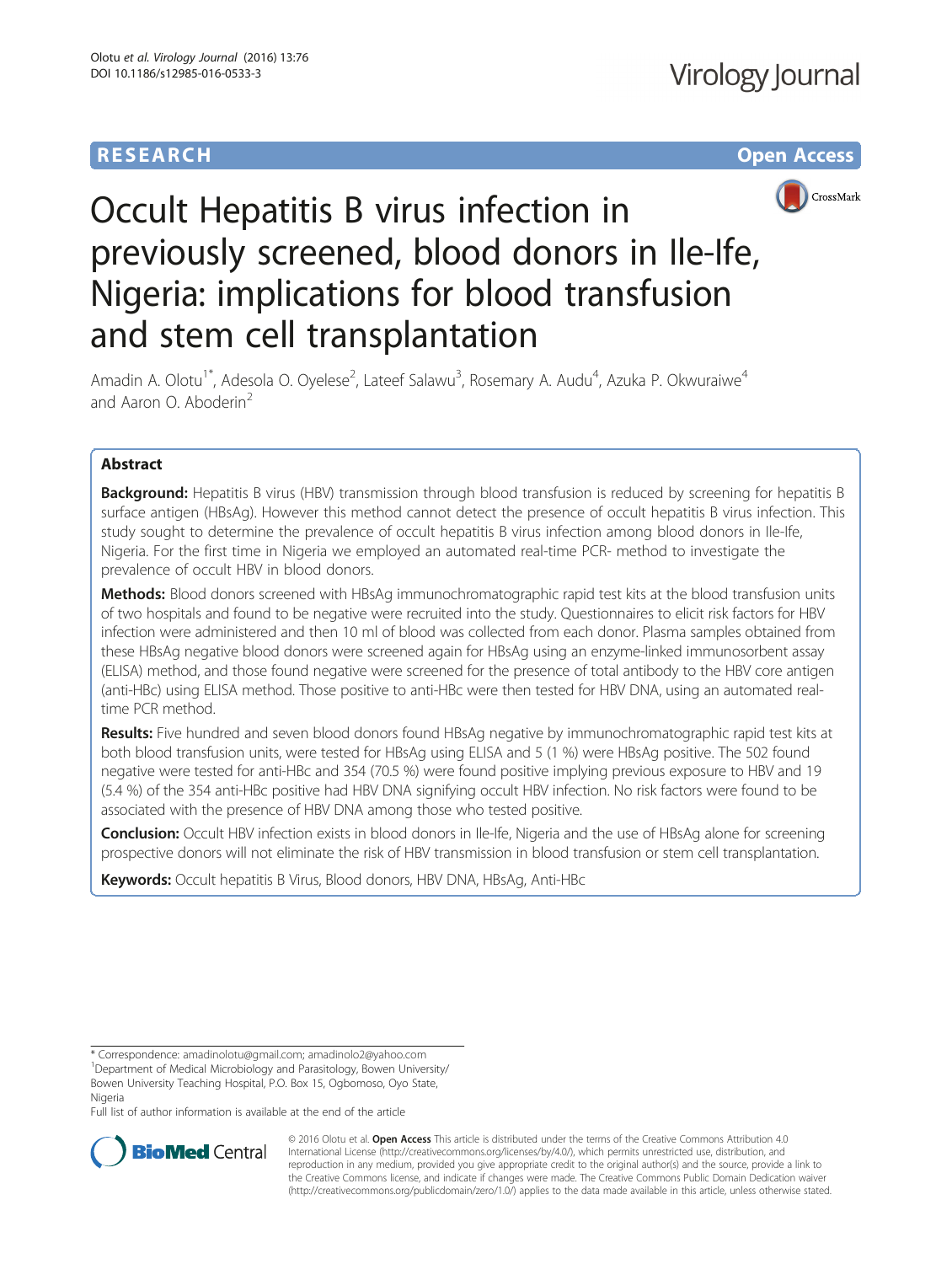RESEARCH Open Access

# Occult Hepatitis B virus infection in previously screened, blood donors in Ile-Ife, Nigeria: implications for blood transfusion and stem cell transplantation

Amadin A. Olotu[1*], Adesola O. Oyelese[2], Lateef Salawu[3], Rosemary A. Audu[4], Azuka P. Okwuraiwe[4] and Aaron O. Aboderin[2]

## Abstract

**Background:** Hepatitis B virus (HBV) transmission through blood transfusion is reduced by screening for hepatitis B surface antigen (HBsAg). However this method cannot detect the presence of occult hepatitis B virus infection. This study sought to determine the prevalence of occult hepatitis B virus infection among blood donors in Ile-Ife, Nigeria. For the first time in Nigeria we employed an automated real-time PCR- method to investigate the prevalence of occult HBV in blood donors.

**Methods:** Blood donors screened with HBsAg immunochromatographic rapid test kits at the blood transfusion units of two hospitals and found to be negative were recruited into the study. Questionnaires to elicit risk factors for HBV infection were administered and then 10 ml of blood was collected from each donor. Plasma samples obtained from these HBsAg negative blood donors were screened again for HBsAg using an enzyme-linked immunosorbent assay (ELISA) method, and those found negative were screened for the presence of total antibody to the HBV core antigen (anti-HBc) using ELISA method. Those positive to anti-HBc were then tested for HBV DNA, using an automated real-time PCR method.

**Results:** Five hundred and seven blood donors found HBsAg negative by immunochromatographic rapid test kits at both blood transfusion units, were tested for HBsAg using ELISA and 5 (1 %) were HBsAg positive. The 502 found negative were tested for anti-HBc and 354 (70.5 %) were found positive implying previous exposure to HBV and 19 (5.4 %) of the 354 anti-HBc positive had HBV DNA signifying occult HBV infection. No risk factors were found to be associated with the presence of HBV DNA among those who tested positive.

**Conclusion:** Occult HBV infection exists in blood donors in Ile-Ife, Nigeria and the use of HBsAg alone for screening prospective donors will not eliminate the risk of HBV transmission in blood transfusion or stem cell transplantation.

**Keywords:** Occult hepatitis B Virus, Blood donors, HBV DNA, HBsAg, Anti-HBc

---

\* Correspondence: amadinolotu@gmail.com; amadinolo2@yahoo.com
[1]Department of Medical Microbiology and Parasitology, Bowen University/ Bowen University Teaching Hospital, P.O. Box 15, Ogbomoso, Oyo State, Nigeria
Full list of author information is available at the end of the article

© 2016 Olotu et al. **Open Access** This article is distributed under the terms of the Creative Commons Attribution 4.0 International License (http://creativecommons.org/licenses/by/4.0/), which permits unrestricted use, distribution, and reproduction in any medium, provided you give appropriate credit to the original author(s) and the source, provide a link to the Creative Commons license, and indicate if changes were made. The Creative Commons Public Domain Dedication waiver (http://creativecommons.org/publicdomain/zero/1.0/) applies to the data made available in this article, unless otherwise stated.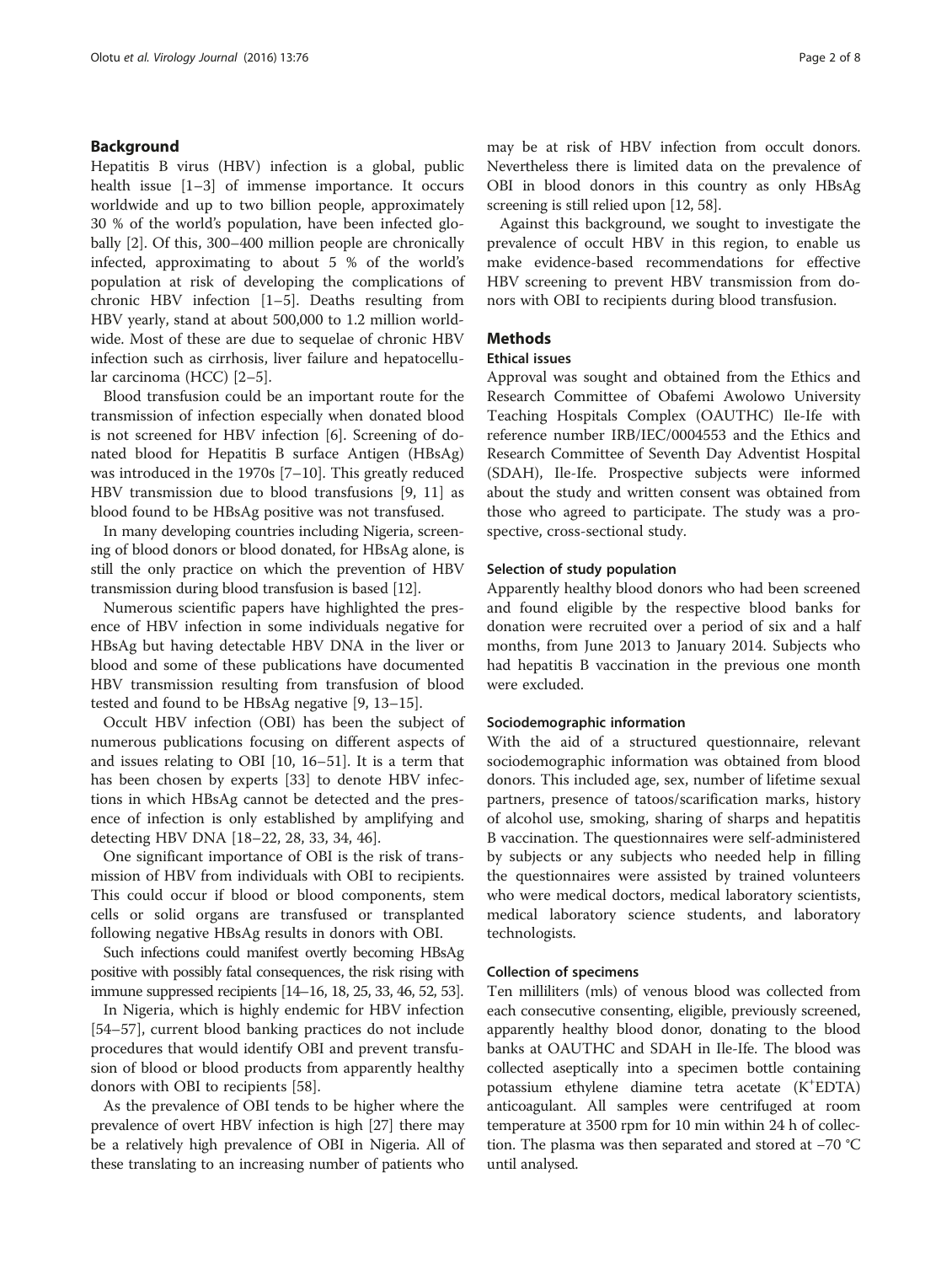## Background

Hepatitis B virus (HBV) infection is a global, public health issue [1–3] of immense importance. It occurs worldwide and up to two billion people, approximately 30 % of the world's population, have been infected globally [2]. Of this, 300–400 million people are chronically infected, approximating to about 5 % of the world's population at risk of developing the complications of chronic HBV infection [1–5]. Deaths resulting from HBV yearly, stand at about 500,000 to 1.2 million worldwide. Most of these are due to sequelae of chronic HBV infection such as cirrhosis, liver failure and hepatocellular carcinoma (HCC) [2–5].

Blood transfusion could be an important route for the transmission of infection especially when donated blood is not screened for HBV infection [6]. Screening of donated blood for Hepatitis B surface Antigen (HBsAg) was introduced in the 1970s [7–10]. This greatly reduced HBV transmission due to blood transfusions [9, 11] as blood found to be HBsAg positive was not transfused.

In many developing countries including Nigeria, screening of blood donors or blood donated, for HBsAg alone, is still the only practice on which the prevention of HBV transmission during blood transfusion is based [12].

Numerous scientific papers have highlighted the presence of HBV infection in some individuals negative for HBsAg but having detectable HBV DNA in the liver or blood and some of these publications have documented HBV transmission resulting from transfusion of blood tested and found to be HBsAg negative [9, 13–15].

Occult HBV infection (OBI) has been the subject of numerous publications focusing on different aspects of and issues relating to OBI [10, 16–51]. It is a term that has been chosen by experts [33] to denote HBV infections in which HBsAg cannot be detected and the presence of infection is only established by amplifying and detecting HBV DNA [18–22, 28, 33, 34, 46].

One significant importance of OBI is the risk of transmission of HBV from individuals with OBI to recipients. This could occur if blood or blood components, stem cells or solid organs are transfused or transplanted following negative HBsAg results in donors with OBI.

Such infections could manifest overtly becoming HBsAg positive with possibly fatal consequences, the risk rising with immune suppressed recipients [14–16, 18, 25, 33, 46, 52, 53].

In Nigeria, which is highly endemic for HBV infection [54–57], current blood banking practices do not include procedures that would identify OBI and prevent transfusion of blood or blood products from apparently healthy donors with OBI to recipients [58].

As the prevalence of OBI tends to be higher where the prevalence of overt HBV infection is high [27] there may be a relatively high prevalence of OBI in Nigeria. All of these translating to an increasing number of patients who may be at risk of HBV infection from occult donors. Nevertheless there is limited data on the prevalence of OBI in blood donors in this country as only HBsAg screening is still relied upon [12, 58].

Against this background, we sought to investigate the prevalence of occult HBV in this region, to enable us make evidence-based recommendations for effective HBV screening to prevent HBV transmission from donors with OBI to recipients during blood transfusion.

## Methods

### Ethical issues

Approval was sought and obtained from the Ethics and Research Committee of Obafemi Awolowo University Teaching Hospitals Complex (OAUTHC) Ile-Ife with reference number IRB/IEC/0004553 and the Ethics and Research Committee of Seventh Day Adventist Hospital (SDAH), Ile-Ife. Prospective subjects were informed about the study and written consent was obtained from those who agreed to participate. The study was a prospective, cross-sectional study.

### Selection of study population

Apparently healthy blood donors who had been screened and found eligible by the respective blood banks for donation were recruited over a period of six and a half months, from June 2013 to January 2014. Subjects who had hepatitis B vaccination in the previous one month were excluded.

### Sociodemographic information

With the aid of a structured questionnaire, relevant sociodemographic information was obtained from blood donors. This included age, sex, number of lifetime sexual partners, presence of tatoos/scarification marks, history of alcohol use, smoking, sharing of sharps and hepatitis B vaccination. The questionnaires were self-administered by subjects or any subjects who needed help in filling the questionnaires were assisted by trained volunteers who were medical doctors, medical laboratory scientists, medical laboratory science students, and laboratory technologists.

### Collection of specimens

Ten milliliters (mls) of venous blood was collected from each consecutive consenting, eligible, previously screened, apparently healthy blood donor, donating to the blood banks at OAUTHC and SDAH in Ile-Ife. The blood was collected aseptically into a specimen bottle containing potassium ethylene diamine tetra acetate ($K^{+}$EDTA) anticoagulant. All samples were centrifuged at room temperature at 3500 rpm for 10 min within 24 h of collection. The plasma was then separated and stored at −70 °C until analysed.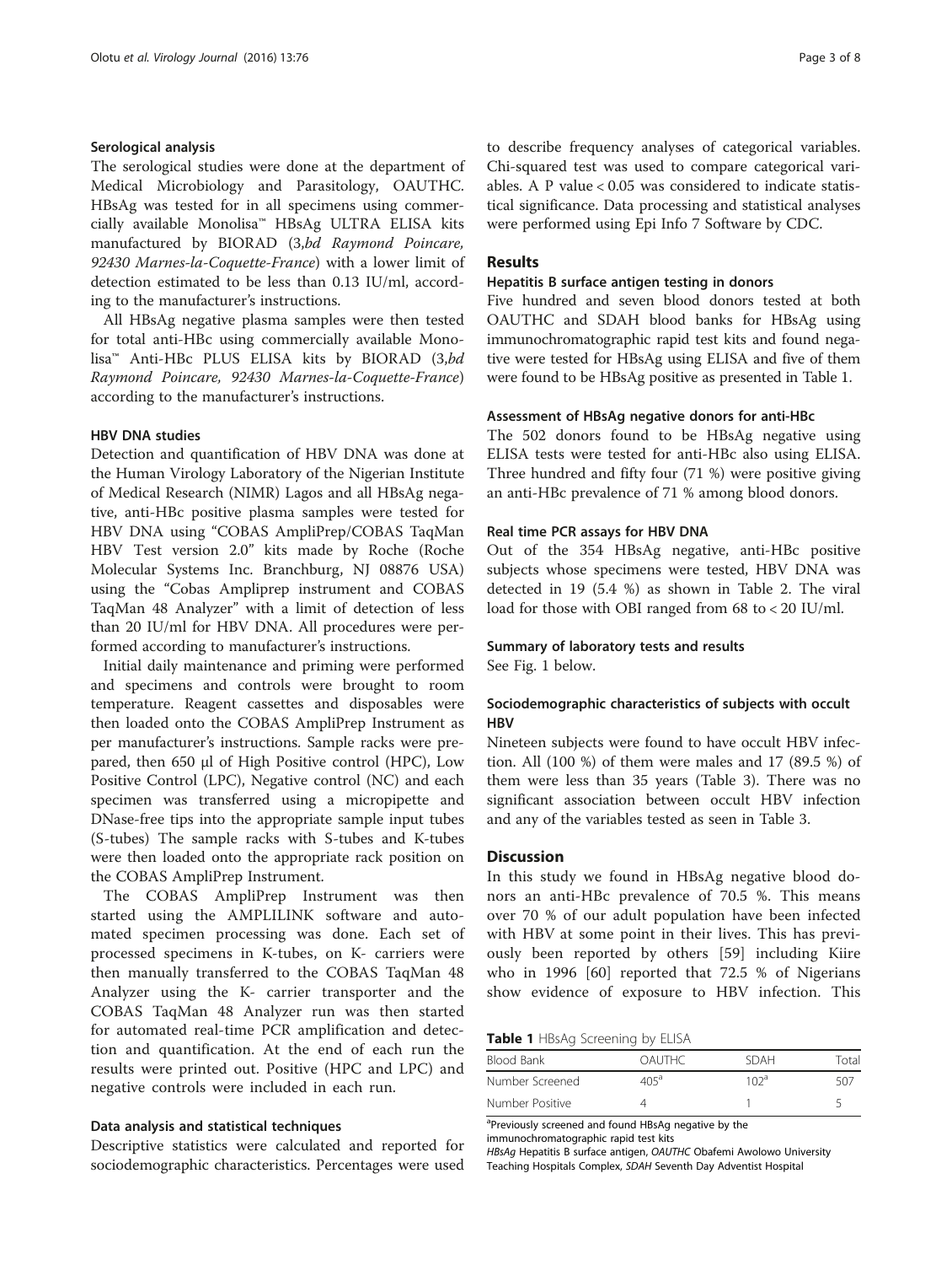### Serological analysis

The serological studies were done at the department of Medical Microbiology and Parasitology, OAUTHC. HBsAg was tested for in all specimens using commercially available Monolisa™ HBsAg ULTRA ELISA kits manufactured by BIORAD (*3,bd Raymond Poincare, 92430 Marnes-la-Coquette-France*) with a lower limit of detection estimated to be less than 0.13 IU/ml, according to the manufacturer's instructions.

All HBsAg negative plasma samples were then tested for total anti-HBc using commercially available Monolisa™ Anti-HBc PLUS ELISA kits by BIORAD (*3,bd Raymond Poincare, 92430 Marnes-la-Coquette-France*) according to the manufacturer's instructions.

### HBV DNA studies

Detection and quantification of HBV DNA was done at the Human Virology Laboratory of the Nigerian Institute of Medical Research (NIMR) Lagos and all HBsAg negative, anti-HBc positive plasma samples were tested for HBV DNA using "COBAS AmpliPrep/COBAS TaqMan HBV Test version 2.0" kits made by Roche (Roche Molecular Systems Inc. Branchburg, NJ 08876 USA) using the "Cobas Ampliprep instrument and COBAS TaqMan 48 Analyzer" with a limit of detection of less than 20 IU/ml for HBV DNA. All procedures were performed according to manufacturer's instructions.

Initial daily maintenance and priming were performed and specimens and controls were brought to room temperature. Reagent cassettes and disposables were then loaded onto the COBAS AmpliPrep Instrument as per manufacturer's instructions. Sample racks were prepared, then 650 μl of High Positive control (HPC), Low Positive Control (LPC), Negative control (NC) and each specimen was transferred using a micropipette and DNase-free tips into the appropriate sample input tubes (S-tubes) The sample racks with S-tubes and K-tubes were then loaded onto the appropriate rack position on the COBAS AmpliPrep Instrument.

The COBAS AmpliPrep Instrument was then started using the AMPLILINK software and automated specimen processing was done. Each set of processed specimens in K-tubes, on K- carriers were then manually transferred to the COBAS TaqMan 48 Analyzer using the K- carrier transporter and the COBAS TaqMan 48 Analyzer run was then started for automated real-time PCR amplification and detection and quantification. At the end of each run the results were printed out. Positive (HPC and LPC) and negative controls were included in each run.

### Data analysis and statistical techniques

Descriptive statistics were calculated and reported for sociodemographic characteristics. Percentages were used to describe frequency analyses of categorical variables. Chi-squared test was used to compare categorical variables. A P value < 0.05 was considered to indicate statistical significance. Data processing and statistical analyses were performed using Epi Info 7 Software by CDC.

## Results

### Hepatitis B surface antigen testing in donors

Five hundred and seven blood donors tested at both OAUTHC and SDAH blood banks for HBsAg using immunochromatographic rapid test kits and found negative were tested for HBsAg using ELISA and five of them were found to be HBsAg positive as presented in Table 1.

### Assessment of HBsAg negative donors for anti-HBc

The 502 donors found to be HBsAg negative using ELISA tests were tested for anti-HBc also using ELISA. Three hundred and fifty four (71 %) were positive giving an anti-HBc prevalence of 71 % among blood donors.

### Real time PCR assays for HBV DNA

Out of the 354 HBsAg negative, anti-HBc positive subjects whose specimens were tested, HBV DNA was detected in 19 (5.4 %) as shown in Table 2. The viral load for those with OBI ranged from 68 to < 20 IU/ml.

### Summary of laboratory tests and results

See Fig. 1 below.

### Sociodemographic characteristics of subjects with occult HBV

Nineteen subjects were found to have occult HBV infection. All (100 %) of them were males and 17 (89.5 %) of them were less than 35 years (Table 3). There was no significant association between occult HBV infection and any of the variables tested as seen in Table 3.

## Discussion

In this study we found in HBsAg negative blood donors an anti-HBc prevalence of 70.5 %. This means over 70 % of our adult population have been infected with HBV at some point in their lives. This has previously been reported by others [59] including Kiire who in 1996 [60] reported that 72.5 % of Nigerians show evidence of exposure to HBV infection. This

**Table 1** HBsAg Screening by ELISA

| Blood Bank | OAUTHC | SDAH | Total |
|---|---|---|---|
| Number Screened | 405[a] | 102[a] | 507 |
| Number Positive | 4 | 1 | 5 |

[a]Previously screened and found HBsAg negative by the immunochromatographic rapid test kits

*HBsAg* Hepatitis B surface antigen, *OAUTHC* Obafemi Awolowo University Teaching Hospitals Complex, *SDAH* Seventh Day Adventist Hospital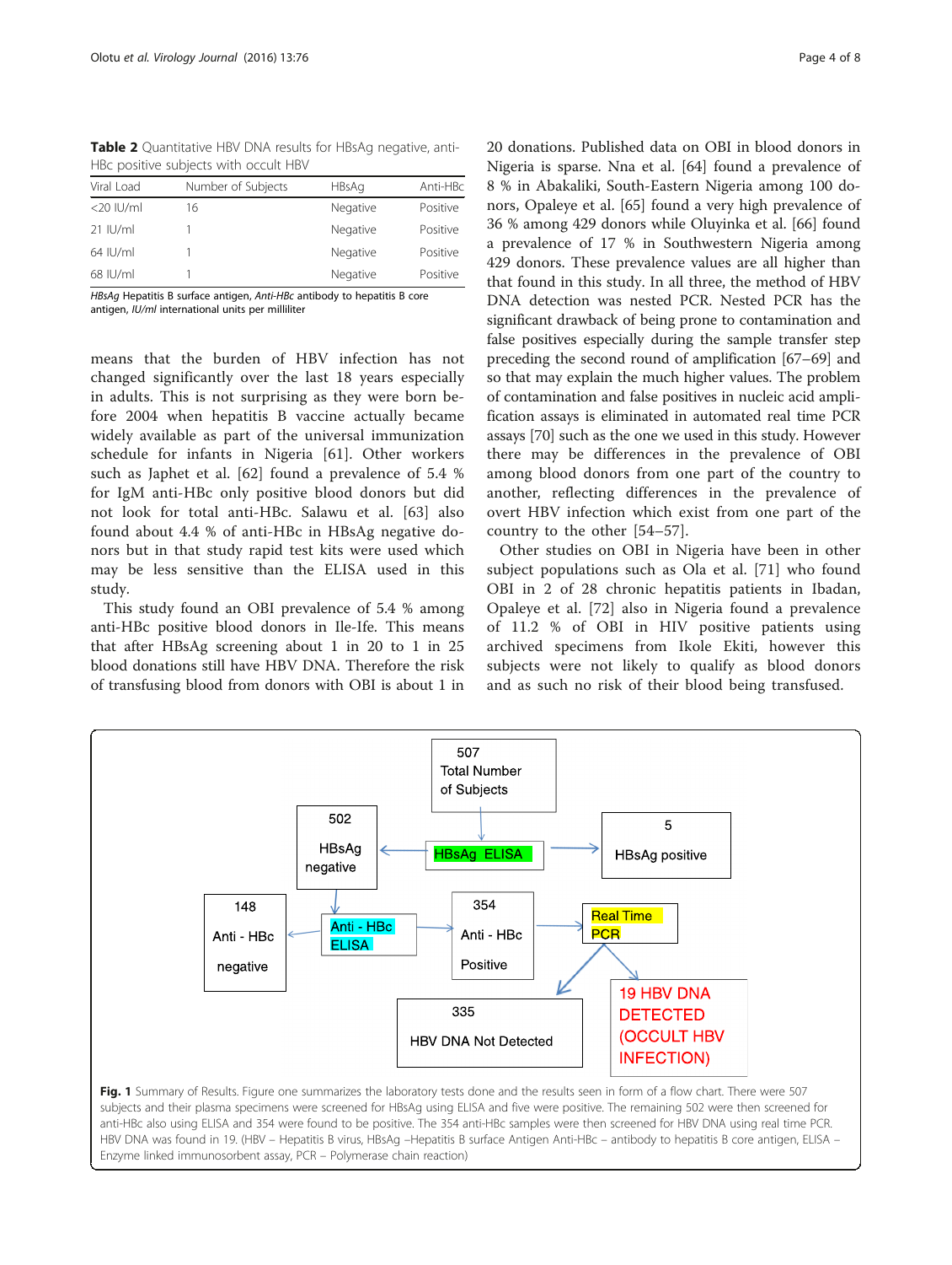**Table 2** Quantitative HBV DNA results for HBsAg negative, anti-HBc positive subjects with occult HBV

| Viral Load | Number of Subjects | HBsAg | Anti-HBc |
|---|---|---|---|
| <20 IU/ml | 16 | Negative | Positive |
| 21 IU/ml | 1 | Negative | Positive |
| 64 IU/ml | 1 | Negative | Positive |
| 68 IU/ml | 1 | Negative | Positive |

*HBsAg* Hepatitis B surface antigen, *Anti-HBc* antibody to hepatitis B core antigen, *IU/ml* international units per milliliter

means that the burden of HBV infection has not changed significantly over the last 18 years especially in adults. This is not surprising as they were born before 2004 when hepatitis B vaccine actually became widely available as part of the universal immunization schedule for infants in Nigeria [61]. Other workers such as Japhet et al. [62] found a prevalence of 5.4 % for IgM anti-HBc only positive blood donors but did not look for total anti-HBc. Salawu et al. [63] also found about 4.4 % of anti-HBc in HBsAg negative donors but in that study rapid test kits were used which may be less sensitive than the ELISA used in this study.

This study found an OBI prevalence of 5.4 % among anti-HBc positive blood donors in Ile-Ife. This means that after HBsAg screening about 1 in 20 to 1 in 25 blood donations still have HBV DNA. Therefore the risk of transfusing blood from donors with OBI is about 1 in 20 donations. Published data on OBI in blood donors in Nigeria is sparse. Nna et al. [64] found a prevalence of 8 % in Abakaliki, South-Eastern Nigeria among 100 donors, Opaleye et al. [65] found a very high prevalence of 36 % among 429 donors while Oluyinka et al. [66] found a prevalence of 17 % in Southwestern Nigeria among 429 donors. These prevalence values are all higher than that found in this study. In all three, the method of HBV DNA detection was nested PCR. Nested PCR has the significant drawback of being prone to contamination and false positives especially during the sample transfer step preceding the second round of amplification [67–69] and so that may explain the much higher values. The problem of contamination and false positives in nucleic acid amplification assays is eliminated in automated real time PCR assays [70] such as the one we used in this study. However there may be differences in the prevalence of OBI among blood donors from one part of the country to another, reflecting differences in the prevalence of overt HBV infection which exist from one part of the country to the other [54–57].

Other studies on OBI in Nigeria have been in other subject populations such as Ola et al. [71] who found OBI in 2 of 28 chronic hepatitis patients in Ibadan, Opaleye et al. [72] also in Nigeria found a prevalence of 11.2 % of OBI in HIV positive patients using archived specimens from Ikole Ekiti, however this subjects were not likely to qualify as blood donors and as such no risk of their blood being transfused.

507 Total Number of Subjects → HBsAg ELISA → 502 HBsAg negative; 5 HBsAg positive

502 HBsAg negative → Anti - HBc ELISA → 148 Anti - HBc negative; 354 Anti - HBc Positive

354 Anti - HBc Positive → Real Time PCR → 335 HBV DNA Not Detected; 19 HBV DNA DETECTED (OCCULT HBV INFECTION)

**Fig. 1** Summary of Results. Figure one summarizes the laboratory tests done and the results seen in form of a flow chart. There were 507 subjects and their plasma specimens were screened for HBsAg using ELISA and five were positive. The remaining 502 were then screened for anti-HBc also using ELISA and 354 were found to be positive. The 354 anti-HBc samples were then screened for HBV DNA using real time PCR. HBV DNA was found in 19. (HBV – Hepatitis B virus, HBsAg –Hepatitis B surface Antigen Anti-HBc – antibody to hepatitis B core antigen, ELISA – Enzyme linked immunosorbent assay, PCR – Polymerase chain reaction)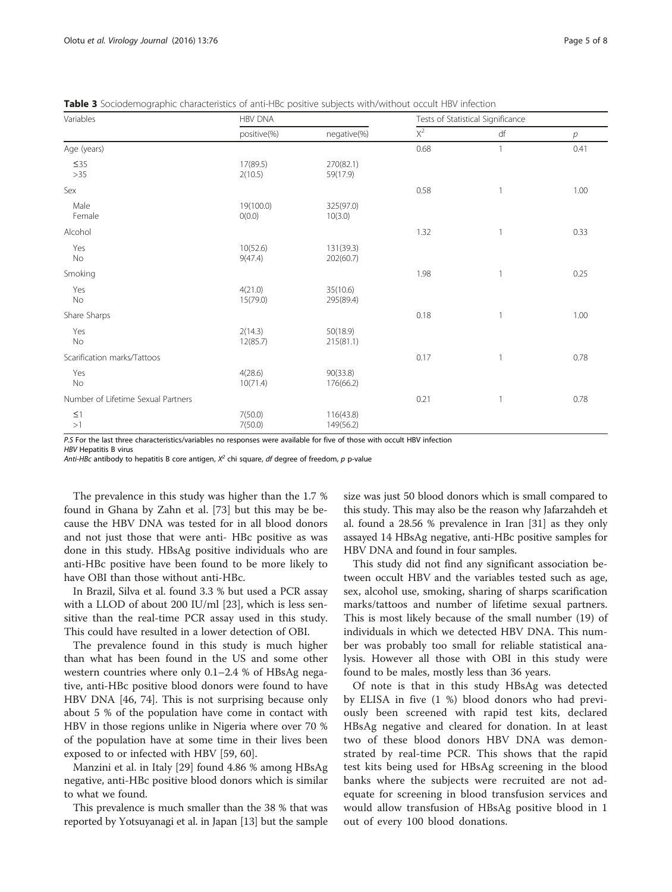**Table 3** Sociodemographic characteristics of anti-HBc positive subjects with/without occult HBV infection

| Variables | HBV DNA | | Tests of Statistical Significance | | |
|---|---|---|---|---|---|
| | positive(%) | negative(%) | $X^2$ | df | $p$ |
| Age (years) | | | 0.68 | 1 | 0.41 |
| ≤35 | 17(89.5) | 270(82.1) | | | |
| >35 | 2(10.5) | 59(17.9) | | | |
| Sex | | | 0.58 | 1 | 1.00 |
| Male | 19(100.0) | 325(97.0) | | | |
| Female | 0(0.0) | 10(3.0) | | | |
| Alcohol | | | 1.32 | 1 | 0.33 |
| Yes | 10(52.6) | 131(39.3) | | | |
| No | 9(47.4) | 202(60.7) | | | |
| Smoking | | | 1.98 | 1 | 0.25 |
| Yes | 4(21.0) | 35(10.6) | | | |
| No | 15(79.0) | 295(89.4) | | | |
| Share Sharps | | | 0.18 | 1 | 1.00 |
| Yes | 2(14.3) | 50(18.9) | | | |
| No | 12(85.7) | 215(81.1) | | | |
| Scarification marks/Tattoos | | | 0.17 | 1 | 0.78 |
| Yes | 4(28.6) | 90(33.8) | | | |
| No | 10(71.4) | 176(66.2) | | | |
| Number of Lifetime Sexual Partners | | | 0.21 | 1 | 0.78 |
| ≤1 | 7(50.0) | 116(43.8) | | | |
| >1 | 7(50.0) | 149(56.2) | | | |

*P.S* For the last three characteristics/variables no responses were available for five of those with occult HBV infection
*HBV* Hepatitis B virus
*Anti-HBc* antibody to hepatitis B core antigen, $X^2$ chi square, *df* degree of freedom, *p* p-value

The prevalence in this study was higher than the 1.7 % found in Ghana by Zahn et al. [73] but this may be because the HBV DNA was tested for in all blood donors and not just those that were anti- HBc positive as was done in this study. HBsAg positive individuals who are anti-HBc positive have been found to be more likely to have OBI than those without anti-HBc.

In Brazil, Silva et al. found 3.3 % but used a PCR assay with a LLOD of about 200 IU/ml [23], which is less sensitive than the real-time PCR assay used in this study. This could have resulted in a lower detection of OBI.

The prevalence found in this study is much higher than what has been found in the US and some other western countries where only 0.1–2.4 % of HBsAg negative, anti-HBc positive blood donors were found to have HBV DNA [46, 74]. This is not surprising because only about 5 % of the population have come in contact with HBV in those regions unlike in Nigeria where over 70 % of the population have at some time in their lives been exposed to or infected with HBV [59, 60].

Manzini et al. in Italy [29] found 4.86 % among HBsAg negative, anti-HBc positive blood donors which is similar to what we found.

This prevalence is much smaller than the 38 % that was reported by Yotsuyanagi et al. in Japan [13] but the sample size was just 50 blood donors which is small compared to this study. This may also be the reason why Jafarzahdeh et al. found a 28.56 % prevalence in Iran [31] as they only assayed 14 HBsAg negative, anti-HBc positive samples for HBV DNA and found in four samples.

This study did not find any significant association between occult HBV and the variables tested such as age, sex, alcohol use, smoking, sharing of sharps scarification marks/tattoos and number of lifetime sexual partners. This is most likely because of the small number (19) of individuals in which we detected HBV DNA. This number was probably too small for reliable statistical analysis. However all those with OBI in this study were found to be males, mostly less than 36 years.

Of note is that in this study HBsAg was detected by ELISA in five (1 %) blood donors who had previously been screened with rapid test kits, declared HBsAg negative and cleared for donation. In at least two of these blood donors HBV DNA was demonstrated by real-time PCR. This shows that the rapid test kits being used for HBsAg screening in the blood banks where the subjects were recruited are not adequate for screening in blood transfusion services and would allow transfusion of HBsAg positive blood in 1 out of every 100 blood donations.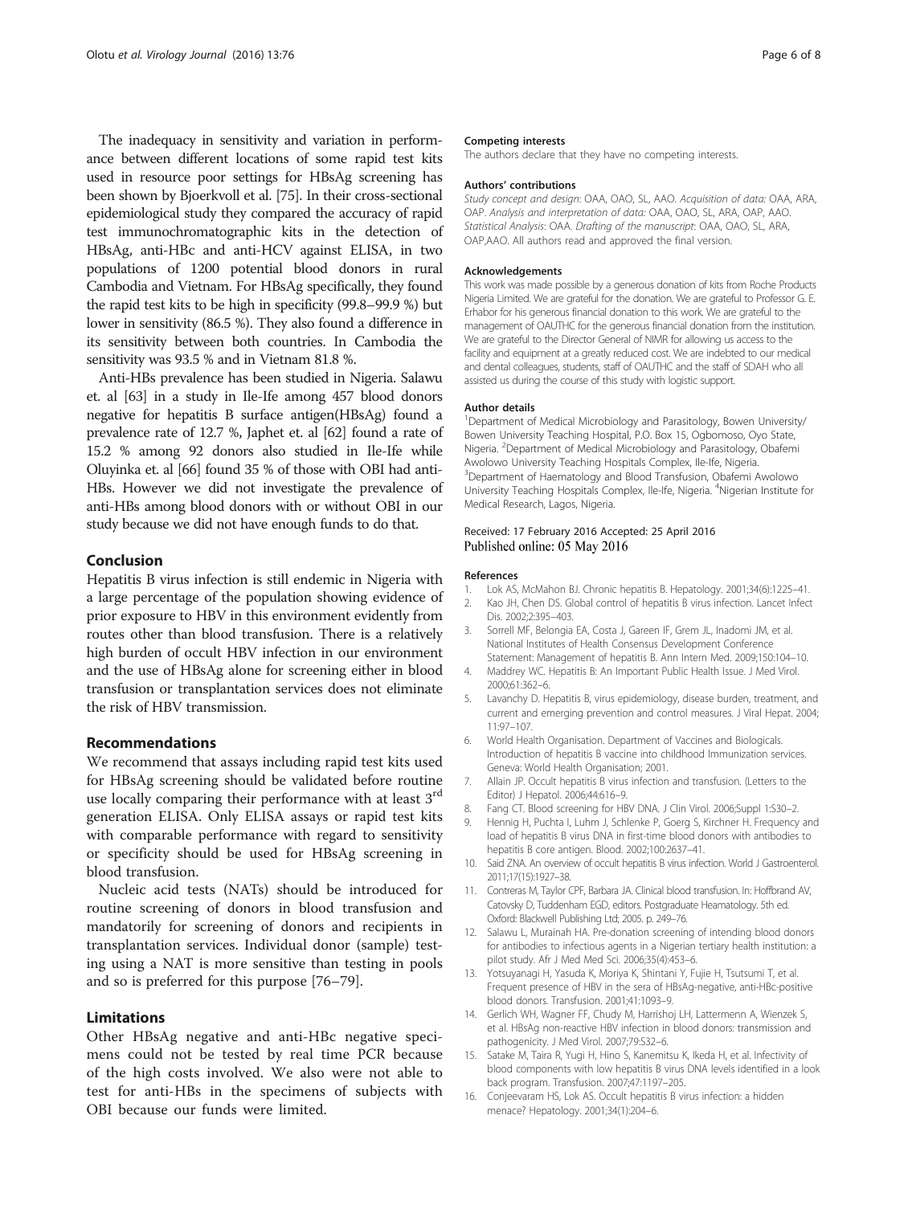The inadequacy in sensitivity and variation in performance between different locations of some rapid test kits used in resource poor settings for HBsAg screening has been shown by Bjoerkvoll et al. [75]. In their cross-sectional epidemiological study they compared the accuracy of rapid test immunochromatographic kits in the detection of HBsAg, anti-HBc and anti-HCV against ELISA, in two populations of 1200 potential blood donors in rural Cambodia and Vietnam. For HBsAg specifically, they found the rapid test kits to be high in specificity (99.8–99.9 %) but lower in sensitivity (86.5 %). They also found a difference in its sensitivity between both countries. In Cambodia the sensitivity was 93.5 % and in Vietnam 81.8 %.

Anti-HBs prevalence has been studied in Nigeria. Salawu et. al [63] in a study in Ile-Ife among 457 blood donors negative for hepatitis B surface antigen(HBsAg) found a prevalence rate of 12.7 %, Japhet et. al [62] found a rate of 15.2 % among 92 donors also studied in Ile-Ife while Oluyinka et. al [66] found 35 % of those with OBI had anti-HBs. However we did not investigate the prevalence of anti-HBs among blood donors with or without OBI in our study because we did not have enough funds to do that.

## Conclusion

Hepatitis B virus infection is still endemic in Nigeria with a large percentage of the population showing evidence of prior exposure to HBV in this environment evidently from routes other than blood transfusion. There is a relatively high burden of occult HBV infection in our environment and the use of HBsAg alone for screening either in blood transfusion or transplantation services does not eliminate the risk of HBV transmission.

## Recommendations

We recommend that assays including rapid test kits used for HBsAg screening should be validated before routine use locally comparing their performance with at least 3rd generation ELISA. Only ELISA assays or rapid test kits with comparable performance with regard to sensitivity or specificity should be used for HBsAg screening in blood transfusion.

Nucleic acid tests (NATs) should be introduced for routine screening of donors in blood transfusion and mandatorily for screening of donors and recipients in transplantation services. Individual donor (sample) testing using a NAT is more sensitive than testing in pools and so is preferred for this purpose [76–79].

## Limitations

Other HBsAg negative and anti-HBc negative specimens could not be tested by real time PCR because of the high costs involved. We also were not able to test for anti-HBs in the specimens of subjects with OBI because our funds were limited.

### Competing interests

The authors declare that they have no competing interests.

### Authors' contributions

*Study concept and design*: OAA, OAO, SL, AAO. *Acquisition of data:* OAA, ARA, OAP. *Analysis and interpretation of data:* OAA, OAO, SL, ARA, OAP, AAO. *Statistical Analysis*: OAA. *Drafting of the manuscript*: OAA, OAO, SL, ARA, OAP,AAO. All authors read and approved the final version.

### Acknowledgements

This work was made possible by a generous donation of kits from Roche Products Nigeria Limited. We are grateful for the donation. We are grateful to Professor G. E. Erhabor for his generous financial donation to this work. We are grateful to the management of OAUTHC for the generous financial donation from the institution. We are grateful to the Director General of NIMR for allowing us access to the facility and equipment at a greatly reduced cost. We are indebted to our medical and dental colleagues, students, staff of OAUTHC and the staff of SDAH who all assisted us during the course of this study with logistic support.

### Author details

[1]Department of Medical Microbiology and Parasitology, Bowen University/ Bowen University Teaching Hospital, P.O. Box 15, Ogbomoso, Oyo State, Nigeria. [2]Department of Medical Microbiology and Parasitology, Obafemi Awolowo University Teaching Hospitals Complex, Ile-Ife, Nigeria. [3]Department of Haematology and Blood Transfusion, Obafemi Awolowo University Teaching Hospitals Complex, Ile-Ife, Nigeria. [4]Nigerian Institute for Medical Research, Lagos, Nigeria.

Received: 17 February 2016 Accepted: 25 April 2016
Published online: 05 May 2016

### References

1. Lok AS, McMahon BJ. Chronic hepatitis B. Hepatology. 2001;34(6):1225–41.
2. Kao JH, Chen DS. Global control of hepatitis B virus infection. Lancet Infect Dis. 2002;2:395–403.
3. Sorrell MF, Belongia EA, Costa J, Gareen IF, Grem JL, Inadomi JM, et al. National Institutes of Health Consensus Development Conference Statement: Management of hepatitis B. Ann Intern Med. 2009;150:104–10.
4. Maddrey WC. Hepatitis B: An Important Public Health Issue. J Med Virol. 2000;61:362–6.
5. Lavanchy D. Hepatitis B, virus epidemiology, disease burden, treatment, and current and emerging prevention and control measures. J Viral Hepat. 2004; 11:97–107.
6. World Health Organisation. Department of Vaccines and Biologicals. Introduction of hepatitis B vaccine into childhood Immunization services. Geneva: World Health Organisation; 2001.
7. Allain JP. Occult hepatitis B virus infection and transfusion. (Letters to the Editor) J Hepatol. 2006;44:616–9.
8. Fang CT. Blood screening for HBV DNA. J Clin Virol. 2006;Suppl 1:S30–2.
9. Hennig H, Puchta I, Luhm J, Schlenke P, Goerg S, Kirchner H. Frequency and load of hepatitis B virus DNA in first-time blood donors with antibodies to hepatitis B core antigen. Blood. 2002;100:2637–41.
10. Said ZNA. An overview of occult hepatitis B virus infection. World J Gastroenterol. 2011;17(15):1927–38.
11. Contreras M, Taylor CPF, Barbara JA. Clinical blood transfusion. In: Hoffbrand AV, Catovsky D, Tuddenham EGD, editors. Postgraduate Heamatology. 5th ed. Oxford: Blackwell Publishing Ltd; 2005. p. 249–76.
12. Salawu L, Murainah HA. Pre-donation screening of intending blood donors for antibodies to infectious agents in a Nigerian tertiary health institution: a pilot study. Afr J Med Med Sci. 2006;35(4):453–6.
13. Yotsuyanagi H, Yasuda K, Moriya K, Shintani Y, Fujie H, Tsutsumi T, et al. Frequent presence of HBV in the sera of HBsAg-negative, anti-HBc-positive blood donors. Transfusion. 2001;41:1093–9.
14. Gerlich WH, Wagner FF, Chudy M, Harrishoj LH, Lattermenn A, Wienzek S, et al. HBsAg non-reactive HBV infection in blood donors: transmission and pathogenicity. J Med Virol. 2007;79:S32–6.
15. Satake M, Taira R, Yugi H, Hino S, Kanemitsu K, Ikeda H, et al. Infectivity of blood components with low hepatitis B virus DNA levels identified in a look back program. Transfusion. 2007;47:1197–205.
16. Conjeevaram HS, Lok AS. Occult hepatitis B virus infection: a hidden menace? Hepatology. 2001;34(1):204–6.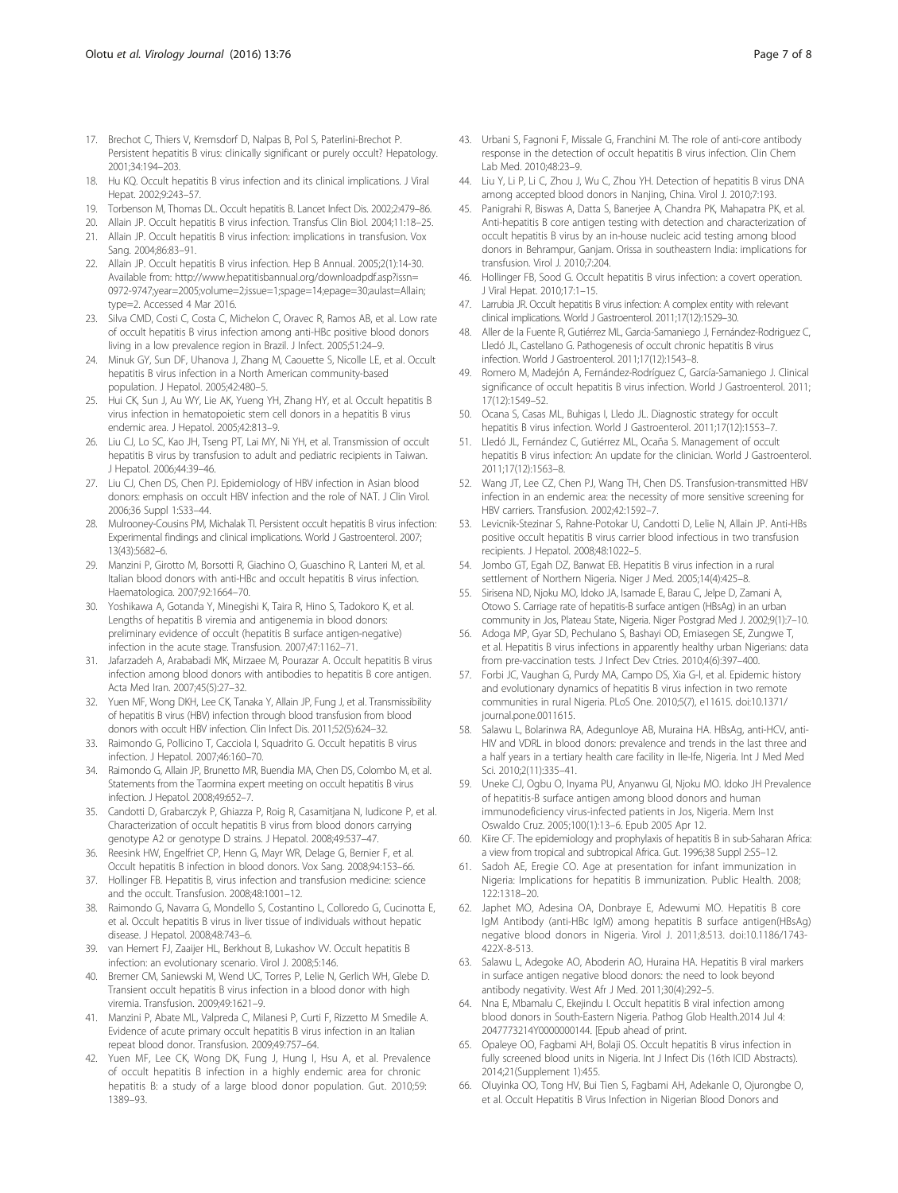17. Brechot C, Thiers V, Kremsdorf D, Nalpas B, Pol S, Paterlini-Brechot P. Persistent hepatitis B virus: clinically significant or purely occult? Hepatology. 2001;34:194–203.
18. Hu KQ. Occult hepatitis B virus infection and its clinical implications. J Viral Hepat. 2002;9:243–57.
19. Torbenson M, Thomas DL. Occult hepatitis B. Lancet Infect Dis. 2002;2:479–86.
20. Allain JP. Occult hepatitis B virus infection. Transfus Clin Biol. 2004;11:18–25.
21. Allain JP. Occult hepatitis B virus infection: implications in transfusion. Vox Sang. 2004;86:83–91.
22. Allain JP. Occult hepatitis B virus infection. Hep B Annual. 2005;2(1):14-30. Available from: http://www.hepatitisbannual.org/downloadpdf.asp?issn=0972-9747;year=2005;volume=2;issue=1;spage=14;epage=30;aulast=Allain;type=2. Accessed 4 Mar 2016.
23. Silva CMD, Costi C, Costa C, Michelon C, Oravec R, Ramos AB, et al. Low rate of occult hepatitis B virus infection among anti-HBc positive blood donors living in a low prevalence region in Brazil. J Infect. 2005;51:24–9.
24. Minuk GY, Sun DF, Uhanova J, Zhang M, Caouette S, Nicolle LE, et al. Occult hepatitis B virus infection in a North American community-based population. J Hepatol. 2005;42:480–5.
25. Hui CK, Sun J, Au WY, Lie AK, Yueng YH, Zhang HY, et al. Occult hepatitis B virus infection in hematopoietic stem cell donors in a hepatitis B virus endemic area. J Hepatol. 2005;42:813–9.
26. Liu CJ, Lo SC, Kao JH, Tseng PT, Lai MY, Ni YH, et al. Transmission of occult hepatitis B virus by transfusion to adult and pediatric recipients in Taiwan. J Hepatol. 2006;44:39–46.
27. Liu CJ, Chen DS, Chen PJ. Epidemiology of HBV infection in Asian blood donors: emphasis on occult HBV infection and the role of NAT. J Clin Virol. 2006;36 Suppl 1:S33–44.
28. Mulrooney-Cousins PM, Michalak TI. Persistent occult hepatitis B virus infection: Experimental findings and clinical implications. World J Gastroenterol. 2007; 13(43):5682–6.
29. Manzini P, Girotto M, Borsotti R, Giachino O, Guaschino R, Lanteri M, et al. Italian blood donors with anti-HBc and occult hepatitis B virus infection. Haematologica. 2007;92:1664–70.
30. Yoshikawa A, Gotanda Y, Minegishi K, Taira R, Hino S, Tadokoro K, et al. Lengths of hepatitis B viremia and antigenemia in blood donors: preliminary evidence of occult (hepatitis B surface antigen-negative) infection in the acute stage. Transfusion. 2007;47:1162–71.
31. Jafarzadeh A, Arababadi MK, Mirzaee M, Pourazar A. Occult hepatitis B virus infection among blood donors with antibodies to hepatitis B core antigen. Acta Med Iran. 2007;45(5):27–32.
32. Yuen MF, Wong DKH, Lee CK, Tanaka Y, Allain JP, Fung J, et al. Transmissibility of hepatitis B virus (HBV) infection through blood transfusion from blood donors with occult HBV infection. Clin Infect Dis. 2011;52(5):624–32.
33. Raimondo G, Pollicino T, Cacciola I, Squadrito G. Occult hepatitis B virus infection. J Hepatol. 2007;46:160–70.
34. Raimondo G, Allain JP, Brunetto MR, Buendia MA, Chen DS, Colombo M, et al. Statements from the Taormina expert meeting on occult hepatitis B virus infection. J Hepatol. 2008;49:652–7.
35. Candotti D, Grabarczyk P, Ghiazza P, Roig R, Casamitjana N, Iudicone P, et al. Characterization of occult hepatitis B virus from blood donors carrying genotype A2 or genotype D strains. J Hepatol. 2008;49:537–47.
36. Reesink HW, Engelfriet CP, Henn G, Mayr WR, Delage G, Bernier F, et al. Occult hepatitis B infection in blood donors. Vox Sang. 2008;94:153–66.
37. Hollinger FB. Hepatitis B, virus infection and transfusion medicine: science and the occult. Transfusion. 2008;48:1001–12.
38. Raimondo G, Navarra G, Mondello S, Costantino L, Colloredo G, Cucinotta E, et al. Occult hepatitis B virus in liver tissue of individuals without hepatic disease. J Hepatol. 2008;48:743–6.
39. van Hemert FJ, Zaaijer HL, Berkhout B, Lukashov VV. Occult hepatitis B infection: an evolutionary scenario. Virol J. 2008;5:146.
40. Bremer CM, Saniewski M, Wend UC, Torres P, Lelie N, Gerlich WH, Glebe D. Transient occult hepatitis B virus infection in a blood donor with high viremia. Transfusion. 2009;49:1621–9.
41. Manzini P, Abate ML, Valpreda C, Milanesi P, Curti F, Rizzetto M Smedile A. Evidence of acute primary occult hepatitis B virus infection in an Italian repeat blood donor. Transfusion. 2009;49:757–64.
42. Yuen MF, Lee CK, Wong DK, Fung J, Hung I, Hsu A, et al. Prevalence of occult hepatitis B infection in a highly endemic area for chronic hepatitis B: a study of a large blood donor population. Gut. 2010;59: 1389–93.
43. Urbani S, Fagnoni F, Missale G, Franchini M. The role of anti-core antibody response in the detection of occult hepatitis B virus infection. Clin Chem Lab Med. 2010;48:23–9.
44. Liu Y, Li P, Li C, Zhou J, Wu C, Zhou YH. Detection of hepatitis B virus DNA among accepted blood donors in Nanjing, China. Virol J. 2010;7:193.
45. Panigrahi R, Biswas A, Datta S, Banerjee A, Chandra PK, Mahapatra PK, et al. Anti-hepatitis B core antigen testing with detection and characterization of occult hepatitis B virus by an in-house nucleic acid testing among blood donors in Behrampur, Ganjam. Orissa in southeastern India: implications for transfusion. Virol J. 2010;7:204.
46. Hollinger FB, Sood G. Occult hepatitis B virus infection: a covert operation. J Viral Hepat. 2010;17:1–15.
47. Larrubia JR. Occult hepatitis B virus infection: A complex entity with relevant clinical implications. World J Gastroenterol. 2011;17(12):1529–30.
48. Aller de la Fuente R, Gutiérrez ML, Garcia-Samaniego J, Fernández-Rodriguez C, Lledó JL, Castellano G. Pathogenesis of occult chronic hepatitis B virus infection. World J Gastroenterol. 2011;17(12):1543–8.
49. Romero M, Madejón A, Fernández-Rodríguez C, García-Samaniego J. Clinical significance of occult hepatitis B virus infection. World J Gastroenterol. 2011; 17(12):1549–52.
50. Ocana S, Casas ML, Buhigas I, Lledo JL. Diagnostic strategy for occult hepatitis B virus infection. World J Gastroenterol. 2011;17(12):1553–7.
51. Lledó JL, Fernández C, Gutiérrez ML, Ocaña S. Management of occult hepatitis B virus infection: An update for the clinician. World J Gastroenterol. 2011;17(12):1563–8.
52. Wang JT, Lee CZ, Chen PJ, Wang TH, Chen DS. Transfusion-transmitted HBV infection in an endemic area: the necessity of more sensitive screening for HBV carriers. Transfusion. 2002;42:1592–7.
53. Levicnik-Stezinar S, Rahne-Potokar U, Candotti D, Lelie N, Allain JP. Anti-HBs positive occult hepatitis B virus carrier blood infectious in two transfusion recipients. J Hepatol. 2008;48:1022–5.
54. Jombo GT, Egah DZ, Banwat EB. Hepatitis B virus infection in a rural settlement of Northern Nigeria. Niger J Med. 2005;14(4):425–8.
55. Sirisena ND, Njoku MO, Idoko JA, Isamade E, Barau C, Jelpe D, Zamani A, Otowo S. Carriage rate of hepatitis-B surface antigen (HBsAg) in an urban community in Jos, Plateau State, Nigeria. Niger Postgrad Med J. 2002;9(1):7–10.
56. Adoga MP, Gyar SD, Pechulano S, Bashayi OD, Emiasegen SE, Zungwe T, et al. Hepatitis B virus infections in apparently healthy urban Nigerians: data from pre-vaccination tests. J Infect Dev Ctries. 2010;4(6):397–400.
57. Forbi JC, Vaughan G, Purdy MA, Campo DS, Xia G-l, et al. Epidemic history and evolutionary dynamics of hepatitis B virus infection in two remote communities in rural Nigeria. PLoS One. 2010;5(7), e11615. doi:10.1371/journal.pone.0011615.
58. Salawu L, Bolarinwa RA, Adegunloye AB, Muraina HA. HBsAg, anti-HCV, anti-HIV and VDRL in blood donors: prevalence and trends in the last three and a half years in a tertiary health care facility in Ile-Ife, Nigeria. Int J Med Med Sci. 2010;2(11):335–41.
59. Uneke CJ, Ogbu O, Inyama PU, Anyanwu GI, Njoku MO. Idoko JH Prevalence of hepatitis-B surface antigen among blood donors and human immunodeficiency virus-infected patients in Jos, Nigeria. Mem Inst Oswaldo Cruz. 2005;100(1):13–6. Epub 2005 Apr 12.
60. Kiire CF. The epidemiology and prophylaxis of hepatitis B in sub-Saharan Africa: a view from tropical and subtropical Africa. Gut. 1996;38 Suppl 2:S5–12.
61. Sadoh AE, Eregie CO. Age at presentation for infant immunization in Nigeria: Implications for hepatitis B immunization. Public Health. 2008; 122:1318–20.
62. Japhet MO, Adesina OA, Donbraye E, Adewumi MO. Hepatitis B core IgM Antibody (anti-HBc IgM) among hepatitis B surface antigen(HBsAg) negative blood donors in Nigeria. Virol J. 2011;8:513. doi:10.1186/1743-422X-8-513.
63. Salawu L, Adegoke AO, Aboderin AO, Huraina HA. Hepatitis B viral markers in surface antigen negative blood donors: the need to look beyond antibody negativity. West Afr J Med. 2011;30(4):292–5.
64. Nna E, Mbamalu C, Ekejindu I. Occult hepatitis B viral infection among blood donors in South-Eastern Nigeria. Pathog Glob Health.2014 Jul 4: 2047773214Y0000000144. [Epub ahead of print.
65. Opaleye OO, Fagbami AH, Bolaji OS. Occult hepatitis B virus infection in fully screened blood units in Nigeria. Int J Infect Dis (16th ICID Abstracts). 2014;21(Supplement 1):455.
66. Oluyinka OO, Tong HV, Bui Tien S, Fagbami AH, Adekanle O, Ojurongbe O, et al. Occult Hepatitis B Virus Infection in Nigerian Blood Donors and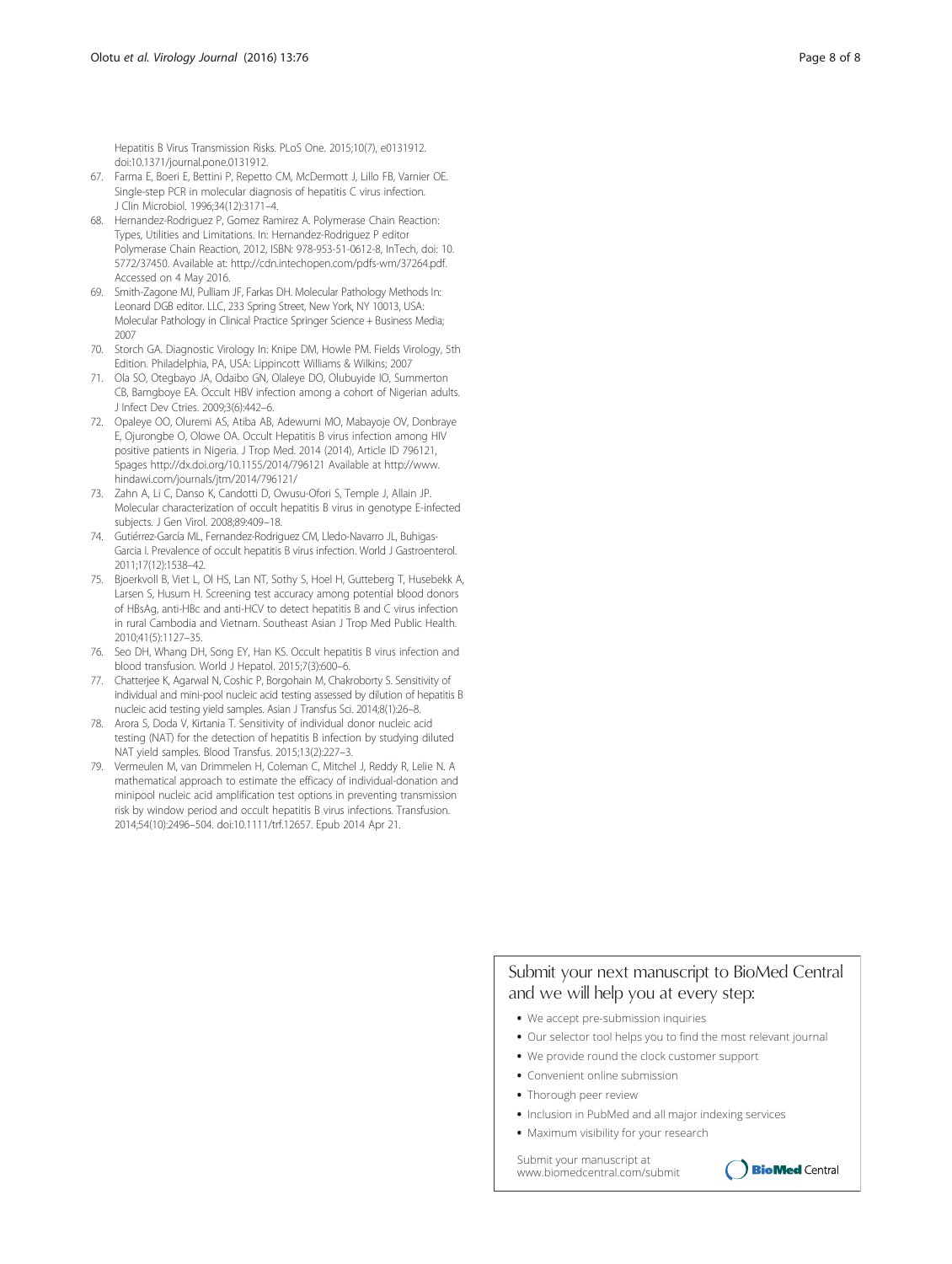Hepatitis B Virus Transmission Risks. PLoS One. 2015;10(7), e0131912. doi:10.1371/journal.pone.0131912.

67. Farma E, Boeri E, Bettini P, Repetto CM, McDermott J, Lillo FB, Varnier OE. Single-step PCR in molecular diagnosis of hepatitis C virus infection. J Clin Microbiol. 1996;34(12):3171–4.
68. Hernandez-Rodriguez P, Gomez Ramirez A. Polymerase Chain Reaction: Types, Utilities and Limitations. In: Hernandez-Rodriguez P editor Polymerase Chain Reaction, 2012, ISBN: 978-953-51-0612-8, InTech, doi: 10. 5772/37450. Available at: http://cdn.intechopen.com/pdfs-wm/37264.pdf. Accessed on 4 May 2016.
69. Smith-Zagone MJ, Pulliam JF, Farkas DH. Molecular Pathology Methods In: Leonard DGB editor. LLC, 233 Spring Street, New York, NY 10013, USA: Molecular Pathology in Clinical Practice Springer Science + Business Media; 2007
70. Storch GA. Diagnostic Virology In: Knipe DM, Howle PM. Fields Virology, 5th Edition. Philadelphia, PA, USA: Lippincott Williams & Wilkins; 2007
71. Ola SO, Otegbayo JA, Odaibo GN, Olaleye DO, Olubuyide IO, Summerton CB, Bamgboye EA. Occult HBV infection among a cohort of Nigerian adults. J Infect Dev Ctries. 2009;3(6):442–6.
72. Opaleye OO, Oluremi AS, Atiba AB, Adewumi MO, Mabayoje OV, Donbraye E, Ojurongbe O, Olowe OA. Occult Hepatitis B virus infection among HIV positive patients in Nigeria. J Trop Med. 2014 (2014), Article ID 796121, 5pages http://dx.doi.org/10.1155/2014/796121 Available at http://www.hindawi.com/journals/jtm/2014/796121/
73. Zahn A, Li C, Danso K, Candotti D, Owusu-Ofori S, Temple J, Allain JP. Molecular characterization of occult hepatitis B virus in genotype E-infected subjects. J Gen Virol. 2008;89:409–18.
74. Gutiérrez-García ML, Fernandez-Rodriguez CM, Lledo-Navarro JL, Buhigas-Garcia I. Prevalence of occult hepatitis B virus infection. World J Gastroenterol. 2011;17(12):1538–42.
75. Bjoerkvoll B, Viet L, Ol HS, Lan NT, Sothy S, Hoel H, Gutteberg T, Husebekk A, Larsen S, Husum H. Screening test accuracy among potential blood donors of HBsAg, anti-HBc and anti-HCV to detect hepatitis B and C virus infection in rural Cambodia and Vietnam. Southeast Asian J Trop Med Public Health. 2010;41(5):1127–35.
76. Seo DH, Whang DH, Song EY, Han KS. Occult hepatitis B virus infection and blood transfusion. World J Hepatol. 2015;7(3):600–6.
77. Chatterjee K, Agarwal N, Coshic P, Borgohain M, Chakroborty S. Sensitivity of individual and mini-pool nucleic acid testing assessed by dilution of hepatitis B nucleic acid testing yield samples. Asian J Transfus Sci. 2014;8(1):26–8.
78. Arora S, Doda V, Kirtania T. Sensitivity of individual donor nucleic acid testing (NAT) for the detection of hepatitis B infection by studying diluted NAT yield samples. Blood Transfus. 2015;13(2):227–3.
79. Vermeulen M, van Drimmelen H, Coleman C, Mitchel J, Reddy R, Lelie N. A mathematical approach to estimate the efficacy of individual-donation and minipool nucleic acid amplification test options in preventing transmission risk by window period and occult hepatitis B virus infections. Transfusion. 2014;54(10):2496–504. doi:10.1111/trf.12657. Epub 2014 Apr 21.

Submit your next manuscript to BioMed Central and we will help you at every step:

- We accept pre-submission inquiries
- Our selector tool helps you to find the most relevant journal
- We provide round the clock customer support
- Convenient online submission
- Thorough peer review
- Inclusion in PubMed and all major indexing services
- Maximum visibility for your research

Submit your manuscript at www.biomedcentral.com/submit

BioMed Central